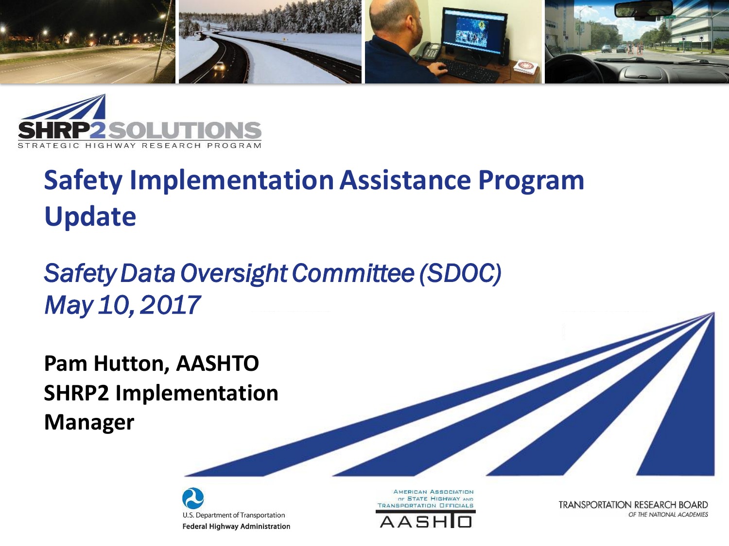SHRP2 SOLUTIONS

STRATEGIC HIGHWAY RESEARCH PROGRAM

# Safety Implementation Assistance Program Update

*Safety Data Oversight Committee (SDOC)*
*May 10, 2017*

**Pam Hutton, AASHTO**
**SHRP2 Implementation Manager**

U.S. Department of Transportation
Federal Highway Administration

American Association of State Highway and Transportation Officials
AASHTO

TRANSPORTATION RESEARCH BOARD
OF THE NATIONAL ACADEMIES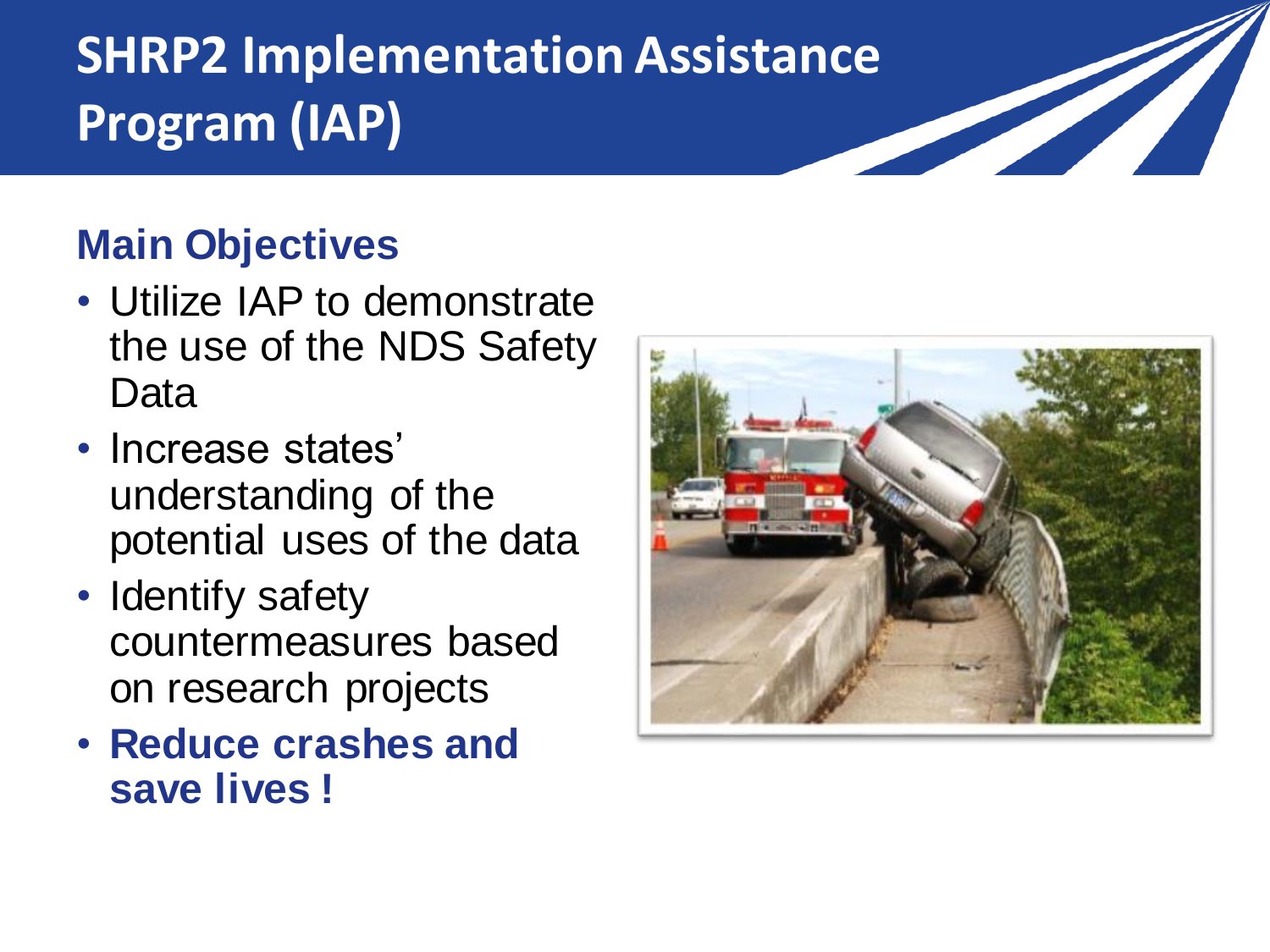# SHRP2 Implementation Assistance Program (IAP)

## Main Objectives

- Utilize IAP to demonstrate the use of the NDS Safety Data
- Increase states' understanding of the potential uses of the data
- Identify safety countermeasures based on research projects
- **Reduce crashes and save lives !**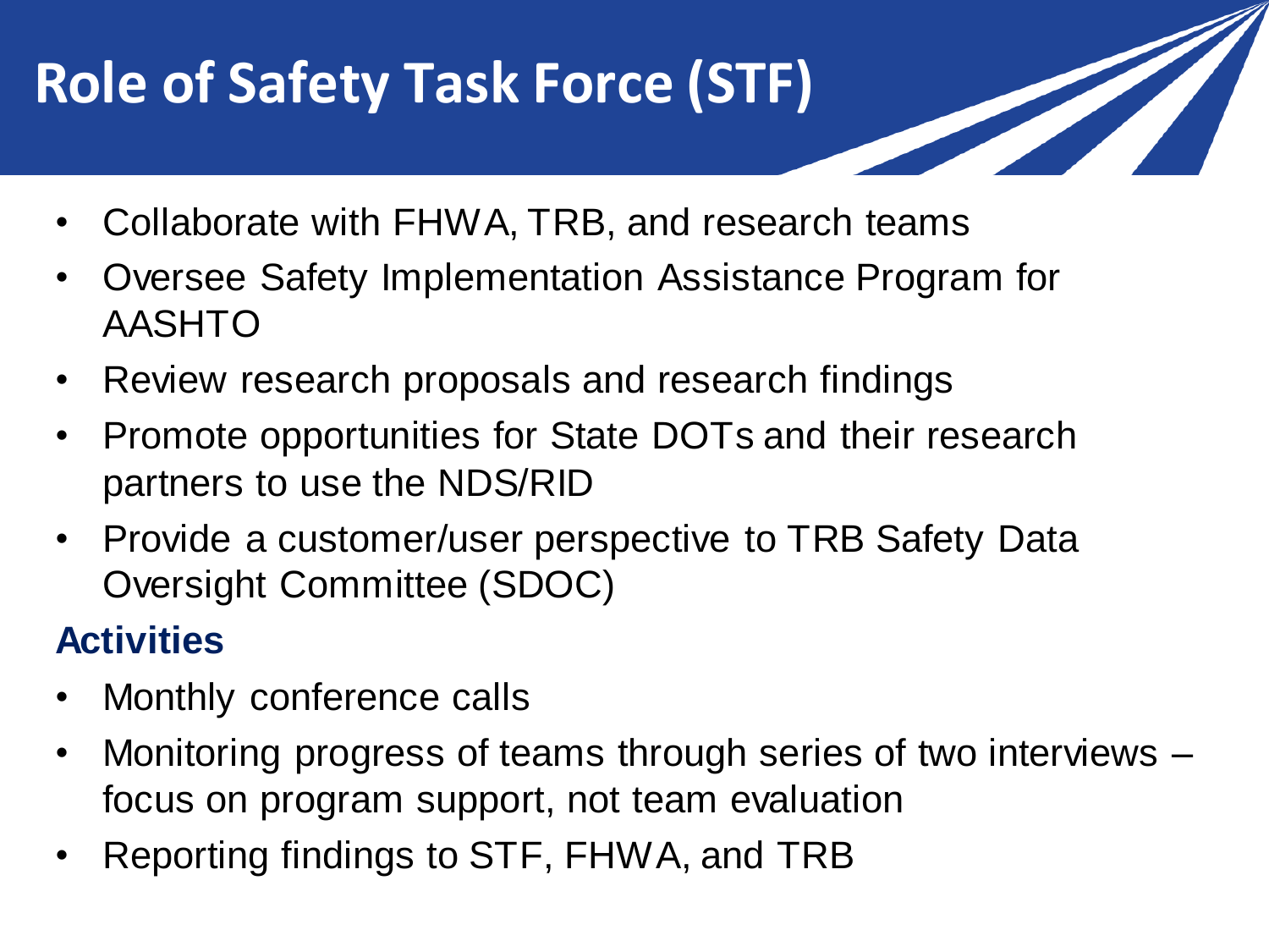# Role of Safety Task Force (STF)

- Collaborate with FHWA, TRB, and research teams
- Oversee Safety Implementation Assistance Program for AASHTO
- Review research proposals and research findings
- Promote opportunities for State DOTs and their research partners to use the NDS/RID
- Provide a customer/user perspective to TRB Safety Data Oversight Committee (SDOC)

## Activities

- Monthly conference calls
- Monitoring progress of teams through series of two interviews – focus on program support, not team evaluation
- Reporting findings to STF, FHWA, and TRB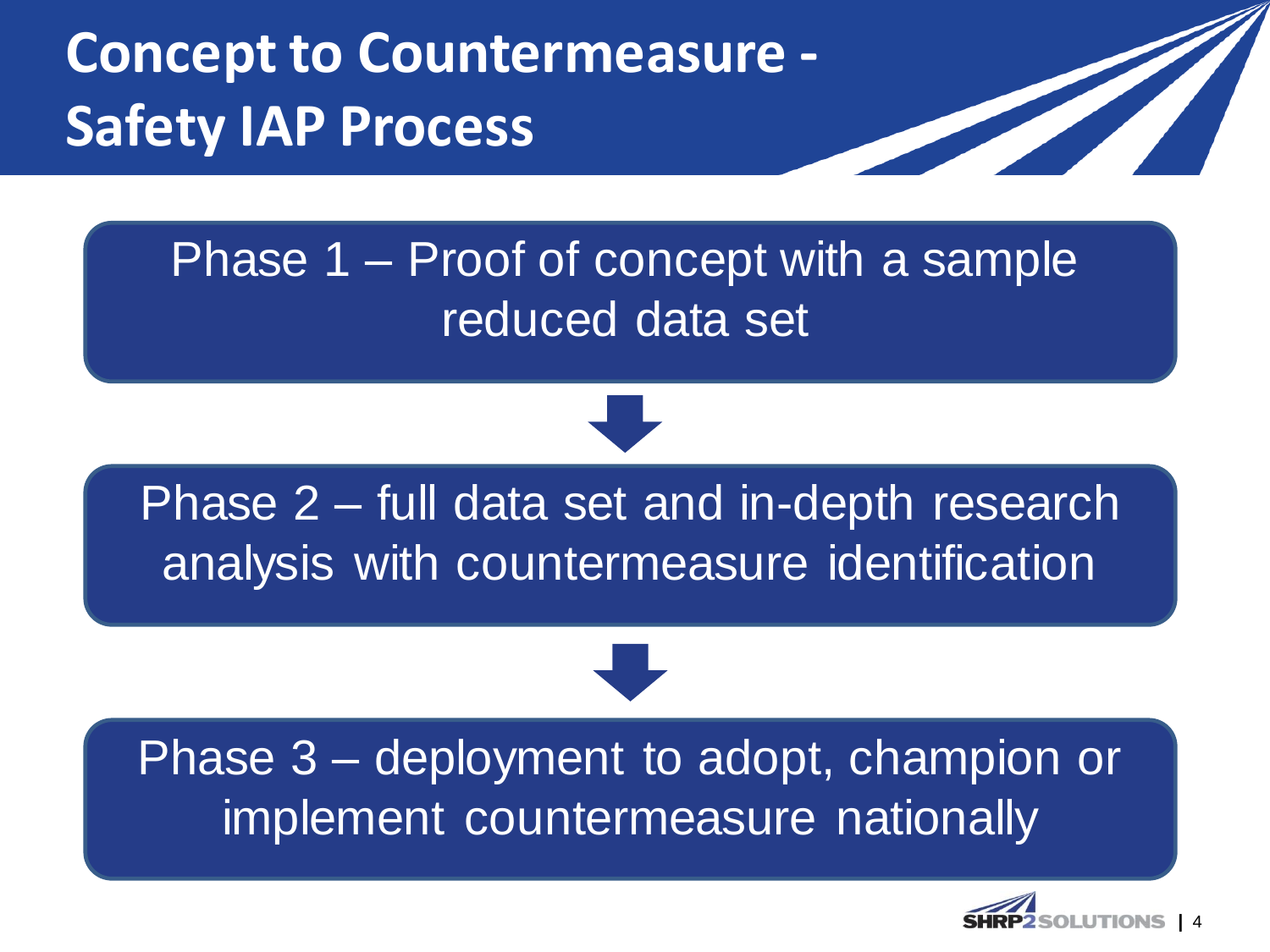# Concept to Countermeasure - Safety IAP Process

Phase 1 – Proof of concept with a sample reduced data set

↓

Phase 2 – full data set and in-depth research analysis with countermeasure identification

↓

Phase 3 – deployment to adopt, champion or implement countermeasure nationally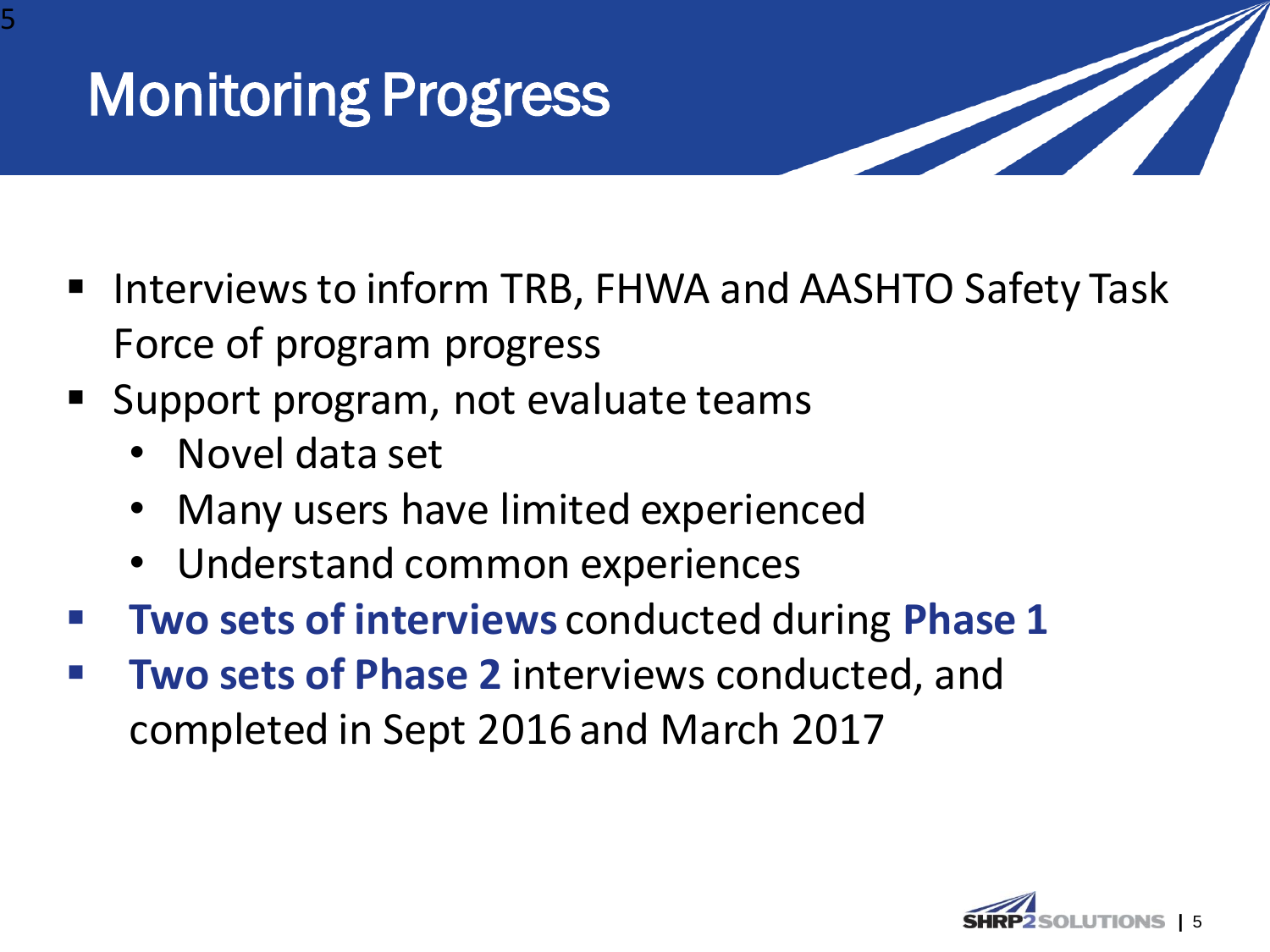# Monitoring Progress

- Interviews to inform TRB, FHWA and AASHTO Safety Task Force of program progress
- Support program, not evaluate teams
  - Novel data set
  - Many users have limited experienced
  - Understand common experiences
- **Two sets of interviews** conducted during **Phase 1**
- **Two sets of Phase 2** interviews conducted, and completed in Sept 2016 and March 2017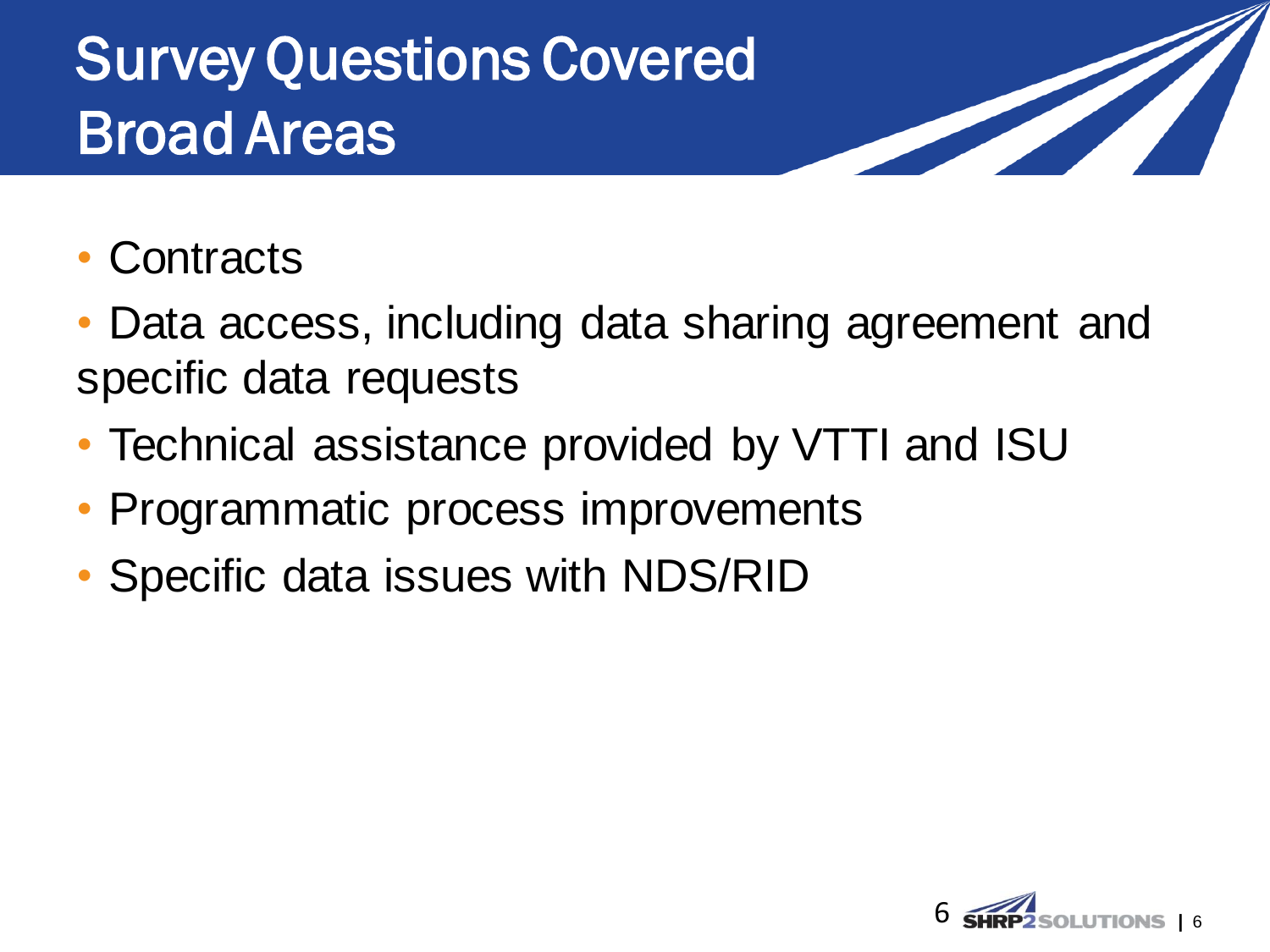# Survey Questions Covered Broad Areas

- Contracts
- Data access, including data sharing agreement and specific data requests
- Technical assistance provided by VTTI and ISU
- Programmatic process improvements
- Specific data issues with NDS/RID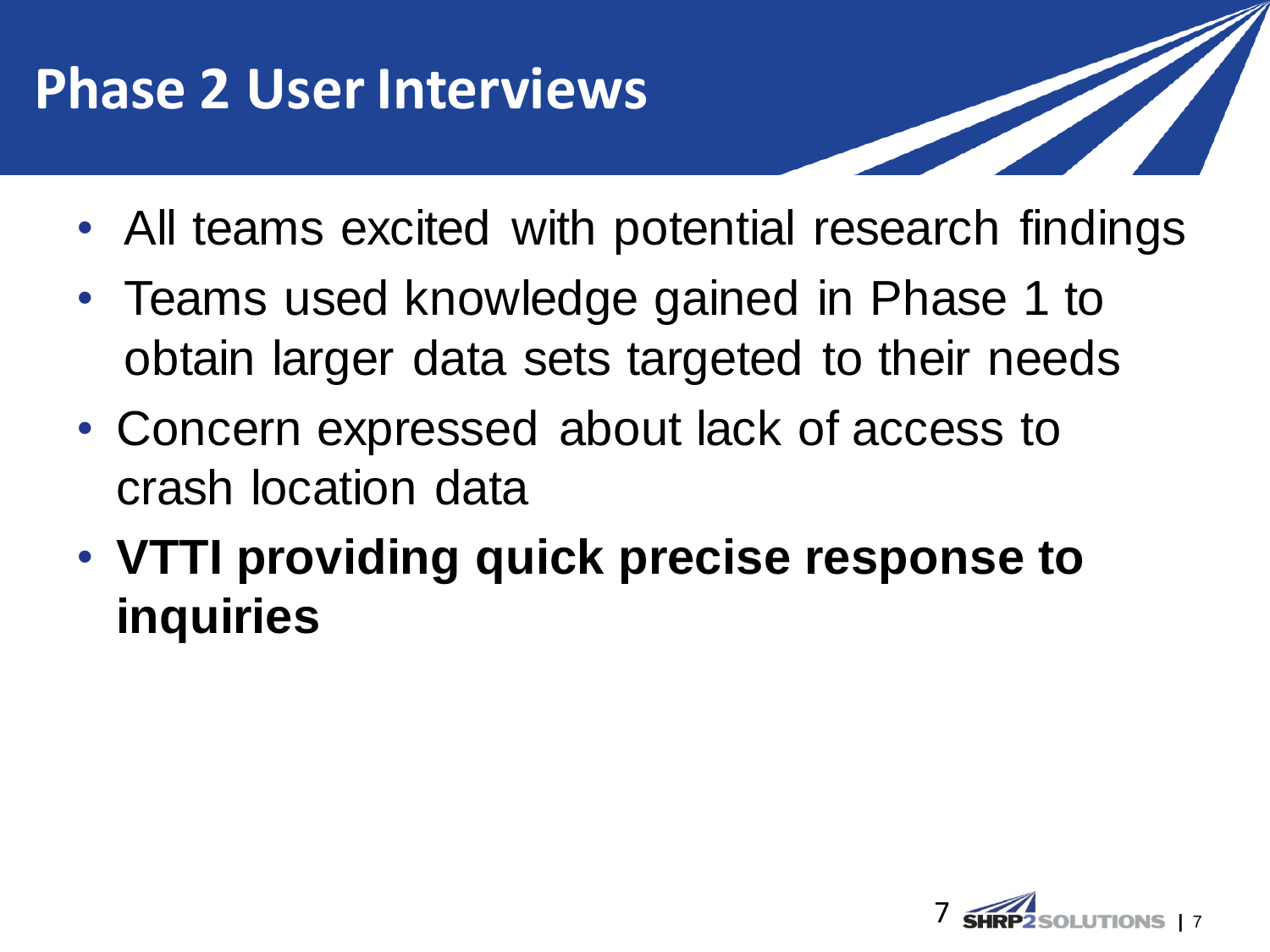# Phase 2 User Interviews

- All teams excited with potential research findings
- Teams used knowledge gained in Phase 1 to obtain larger data sets targeted to their needs
- Concern expressed about lack of access to crash location data
- **VTTI providing quick precise response to inquiries**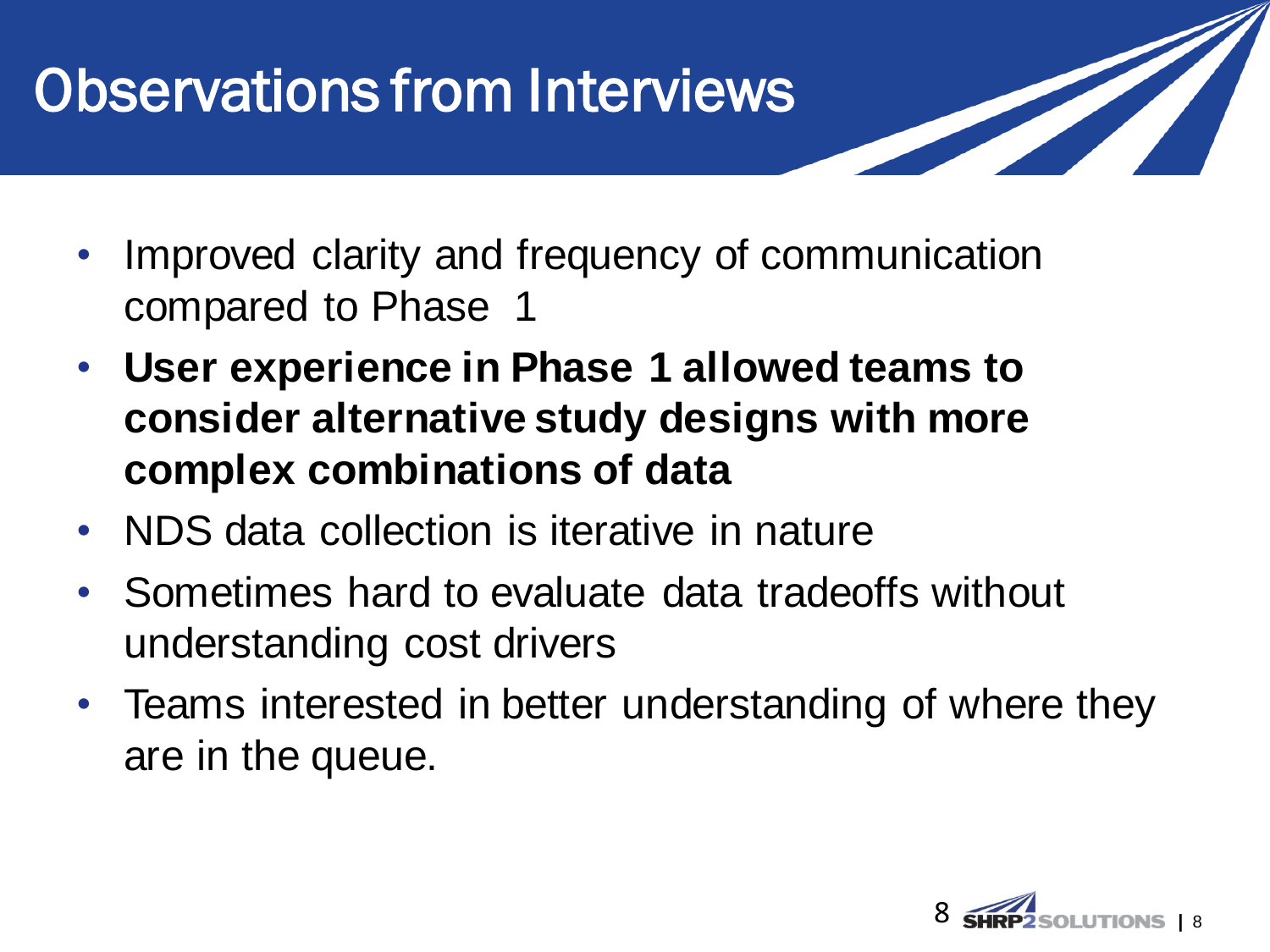# Observations from Interviews

- Improved clarity and frequency of communication compared to Phase 1
- **User experience in Phase 1 allowed teams to consider alternative study designs with more complex combinations of data**
- NDS data collection is iterative in nature
- Sometimes hard to evaluate data tradeoffs without understanding cost drivers
- Teams interested in better understanding of where they are in the queue.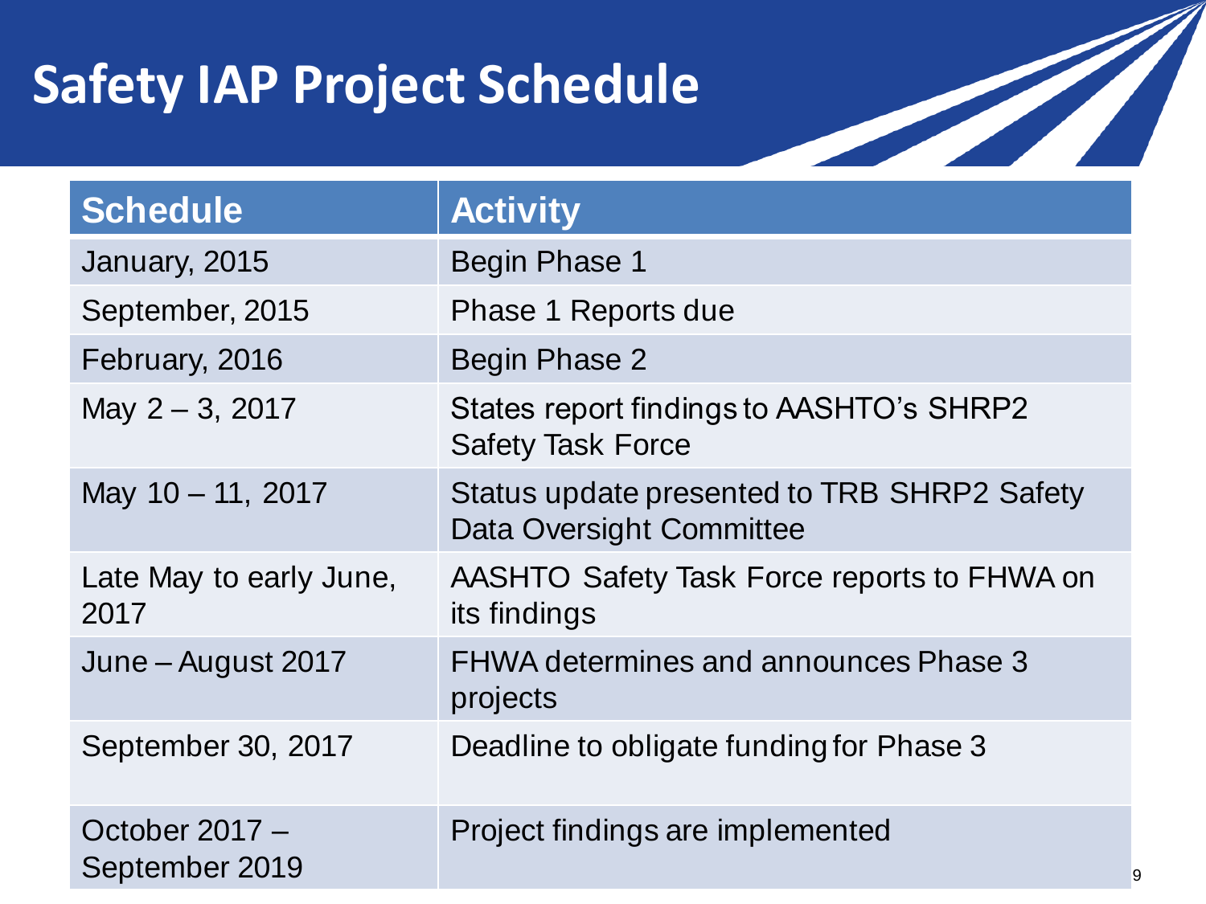# Safety IAP Project Schedule

| Schedule | Activity |
| --- | --- |
| January, 2015 | Begin Phase 1 |
| September, 2015 | Phase 1 Reports due |
| February, 2016 | Begin Phase 2 |
| May 2 – 3, 2017 | States report findings to AASHTO's SHRP2 Safety Task Force |
| May 10 – 11, 2017 | Status update presented to TRB SHRP2 Safety Data Oversight Committee |
| Late May to early June, 2017 | AASHTO Safety Task Force reports to FHWA on its findings |
| June – August 2017 | FHWA determines and announces Phase 3 projects |
| September 30, 2017 | Deadline to obligate funding for Phase 3 |
| October 2017 – September 2019 | Project findings are implemented |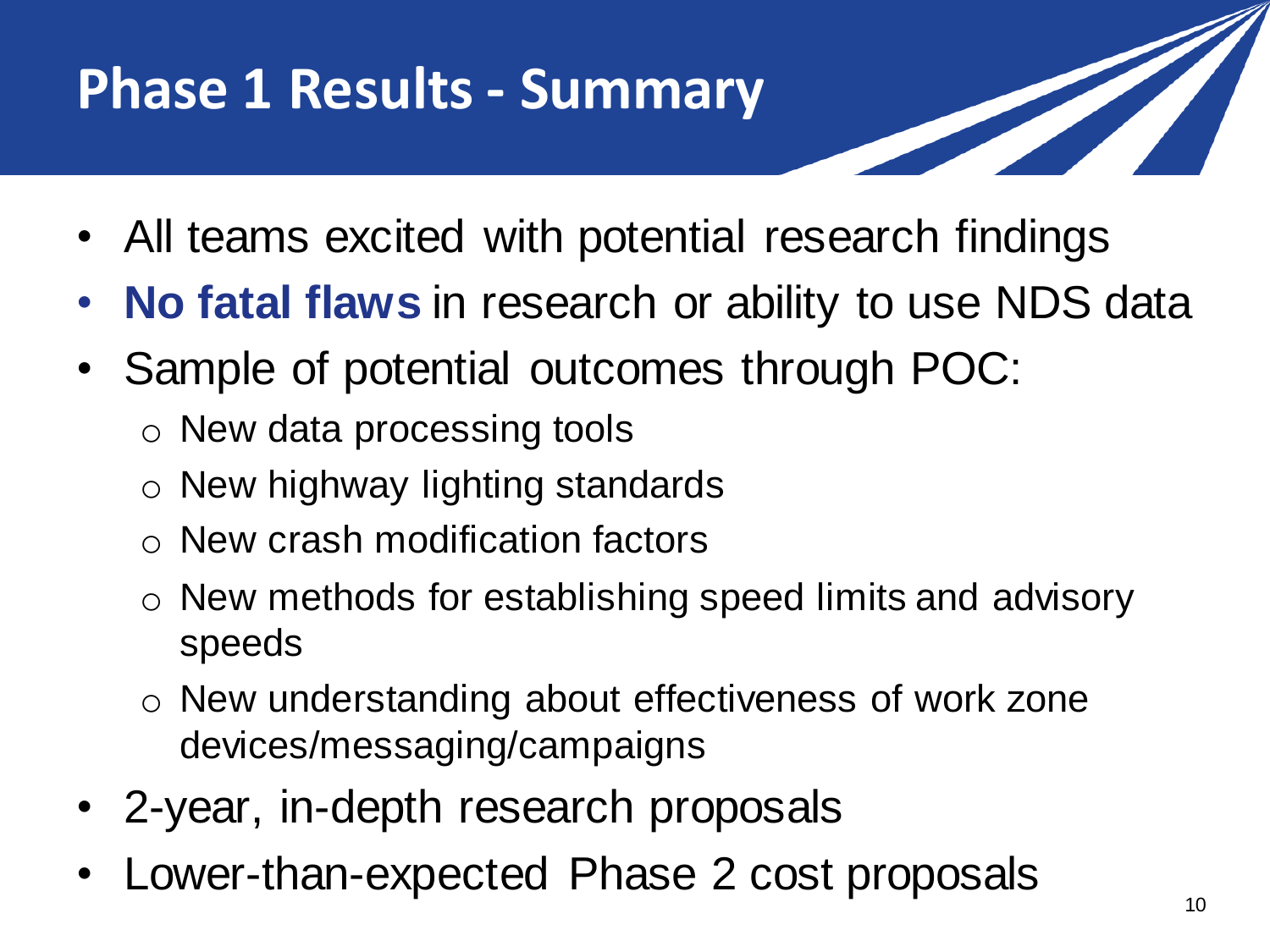# Phase 1 Results - Summary

- All teams excited with potential research findings
- **No fatal flaws** in research or ability to use NDS data
- Sample of potential outcomes through POC:
  - New data processing tools
  - New highway lighting standards
  - New crash modification factors
  - New methods for establishing speed limits and advisory speeds
  - New understanding about effectiveness of work zone devices/messaging/campaigns
- 2-year, in-depth research proposals
- Lower-than-expected Phase 2 cost proposals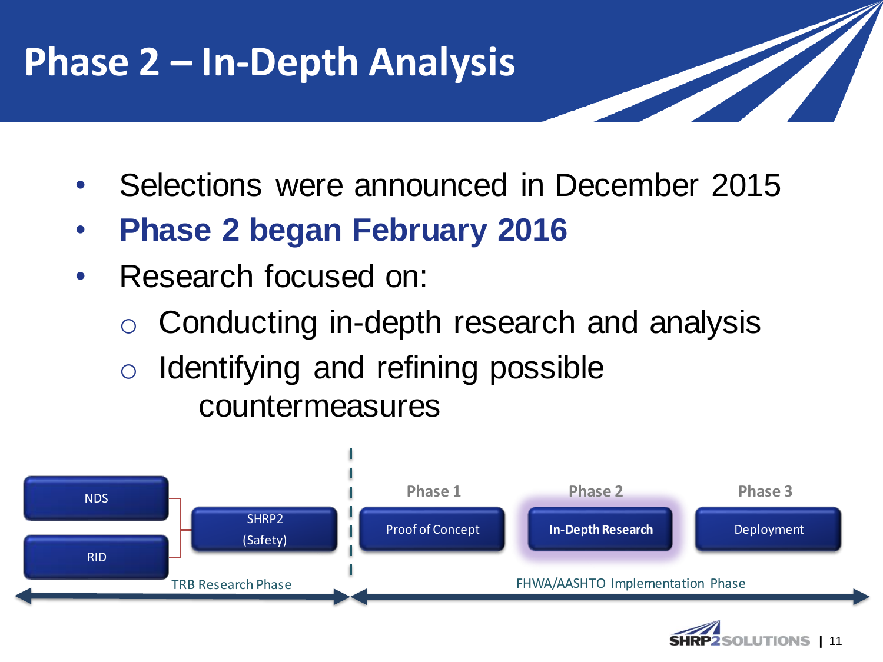# Phase 2 – In-Depth Analysis

- Selections were announced in December 2015
- **Phase 2 began February 2016**
- Research focused on:
  - Conducting in-depth research and analysis
  - Identifying and refining possible countermeasures

NDS

RID

SHRP2 (Safety)

TRB Research Phase

Phase 1 — Proof of Concept

Phase 2 — **In-Depth Research**

Phase 3 — Deployment

FHWA/AASHTO Implementation Phase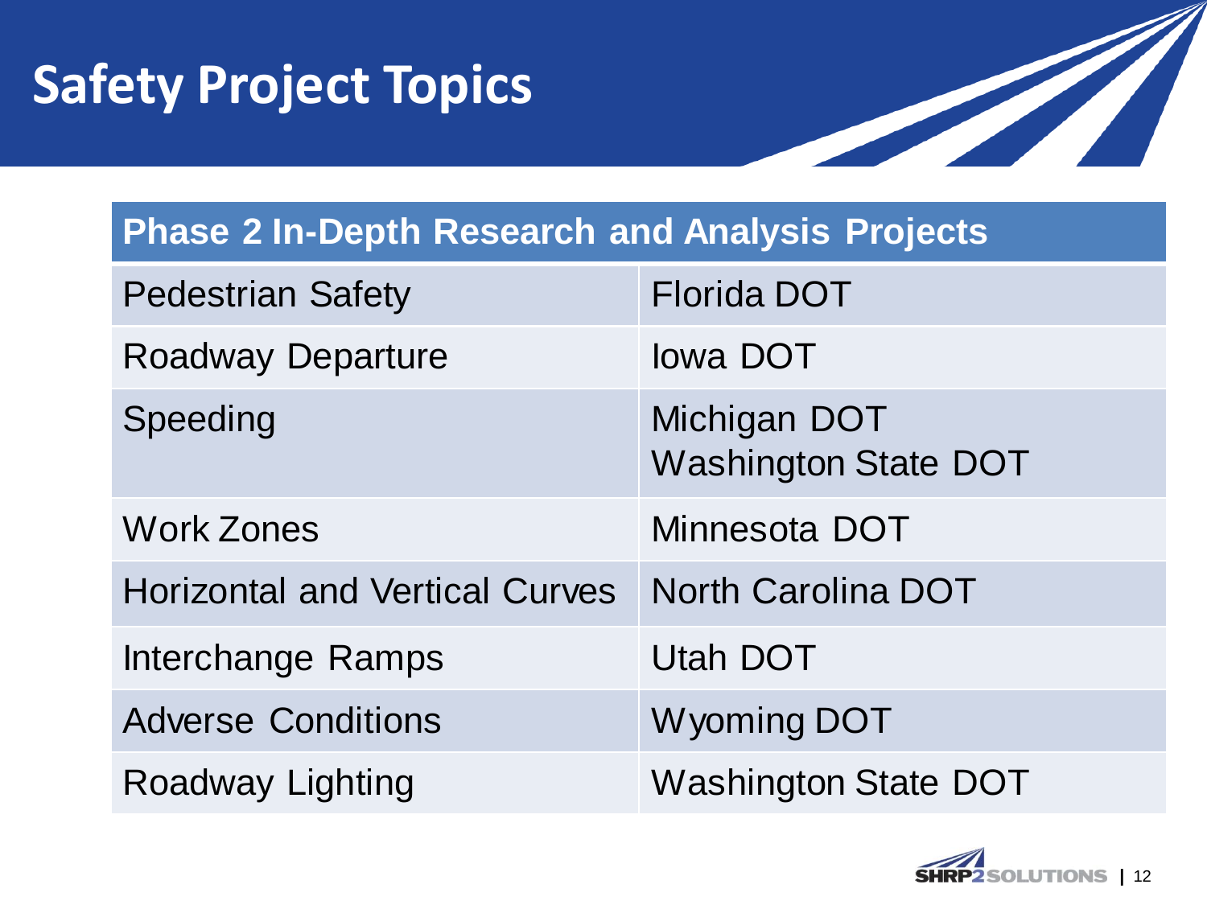# Safety Project Topics

| Phase 2 In-Depth Research and Analysis Projects | |
|---|---|
| Pedestrian Safety | Florida DOT |
| Roadway Departure | Iowa DOT |
| Speeding | Michigan DOT<br>Washington State DOT |
| Work Zones | Minnesota DOT |
| Horizontal and Vertical Curves | North Carolina DOT |
| Interchange Ramps | Utah DOT |
| Adverse Conditions | Wyoming DOT |
| Roadway Lighting | Washington State DOT |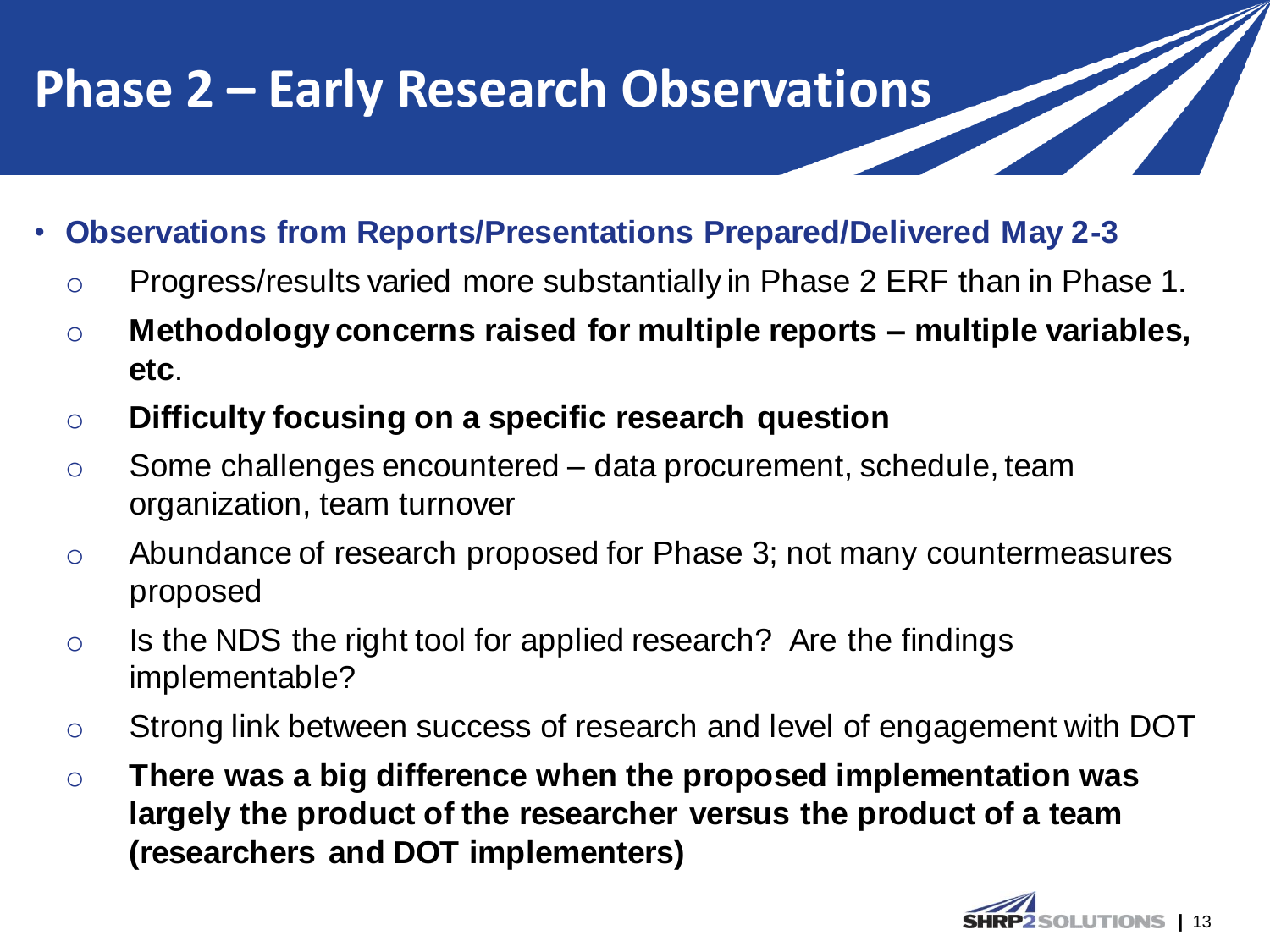# Phase 2 – Early Research Observations

- **Observations from Reports/Presentations Prepared/Delivered May 2-3**
  - Progress/results varied more substantially in Phase 2 ERF than in Phase 1.
  - **Methodology concerns raised for multiple reports – multiple variables, etc**.
  - **Difficulty focusing on a specific research question**
  - Some challenges encountered – data procurement, schedule, team organization, team turnover
  - Abundance of research proposed for Phase 3; not many countermeasures proposed
  - Is the NDS the right tool for applied research? Are the findings implementable?
  - Strong link between success of research and level of engagement with DOT
  - **There was a big difference when the proposed implementation was largely the product of the researcher versus the product of a team (researchers and DOT implementers)**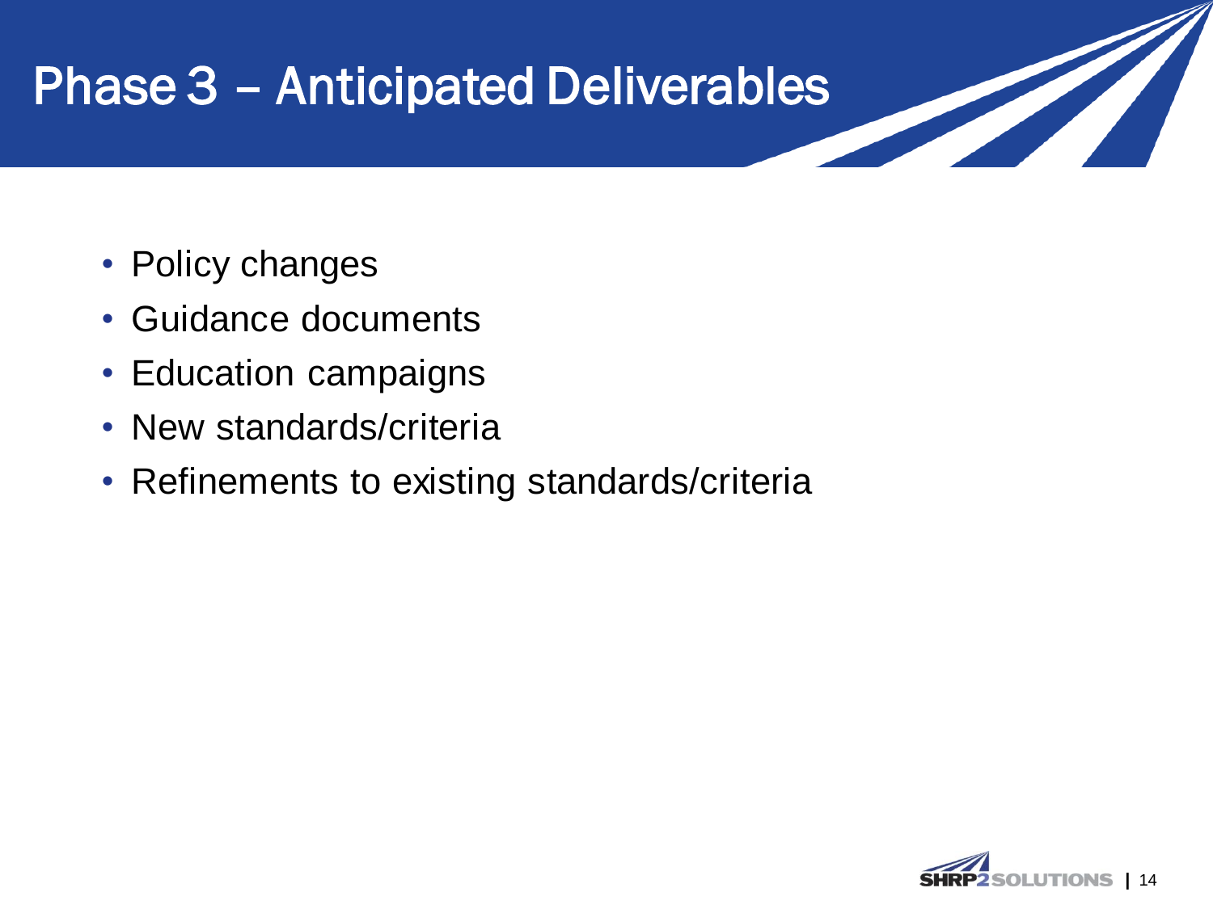# Phase 3 – Anticipated Deliverables

- Policy changes
- Guidance documents
- Education campaigns
- New standards/criteria
- Refinements to existing standards/criteria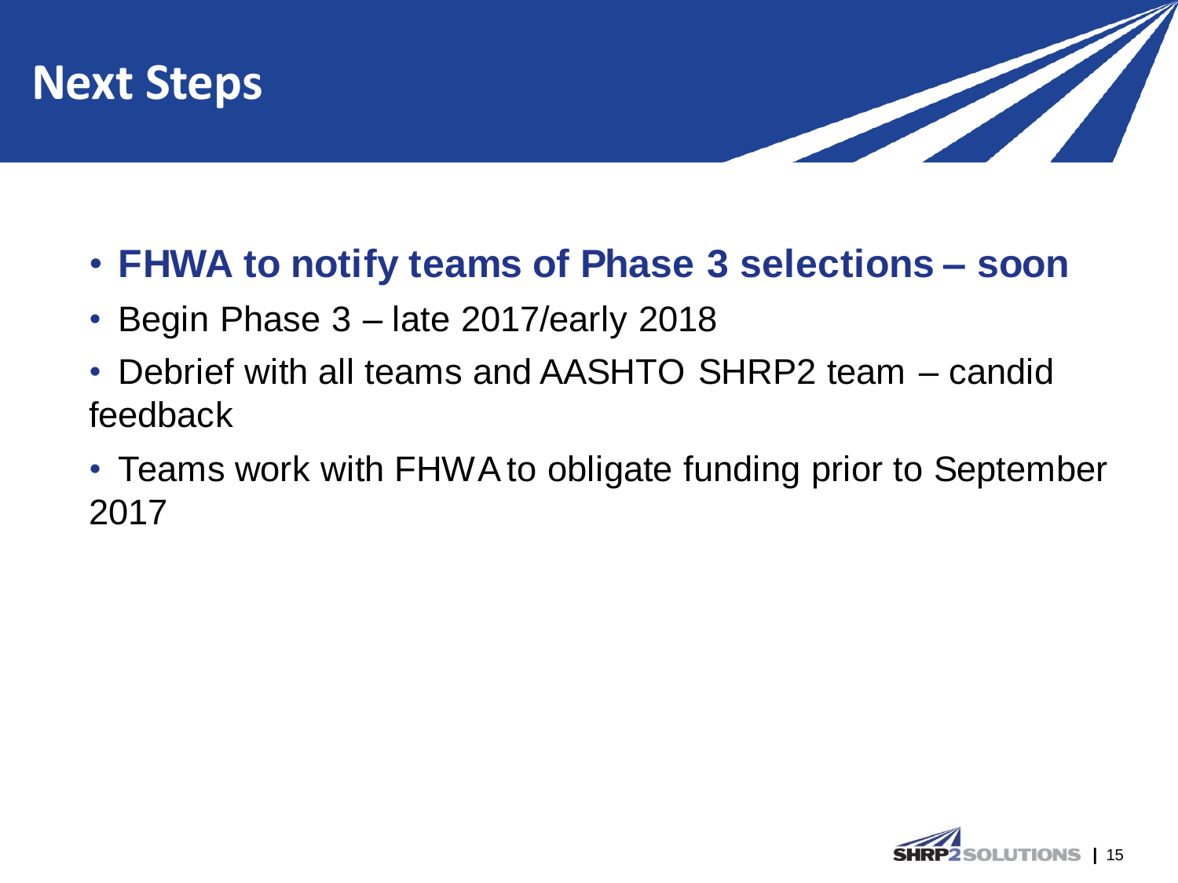# Next Steps

- **FHWA to notify teams of Phase 3 selections – soon**
- Begin Phase 3 – late 2017/early 2018
- Debrief with all teams and AASHTO SHRP2 team – candid feedback
- Teams work with FHWA to obligate funding prior to September 2017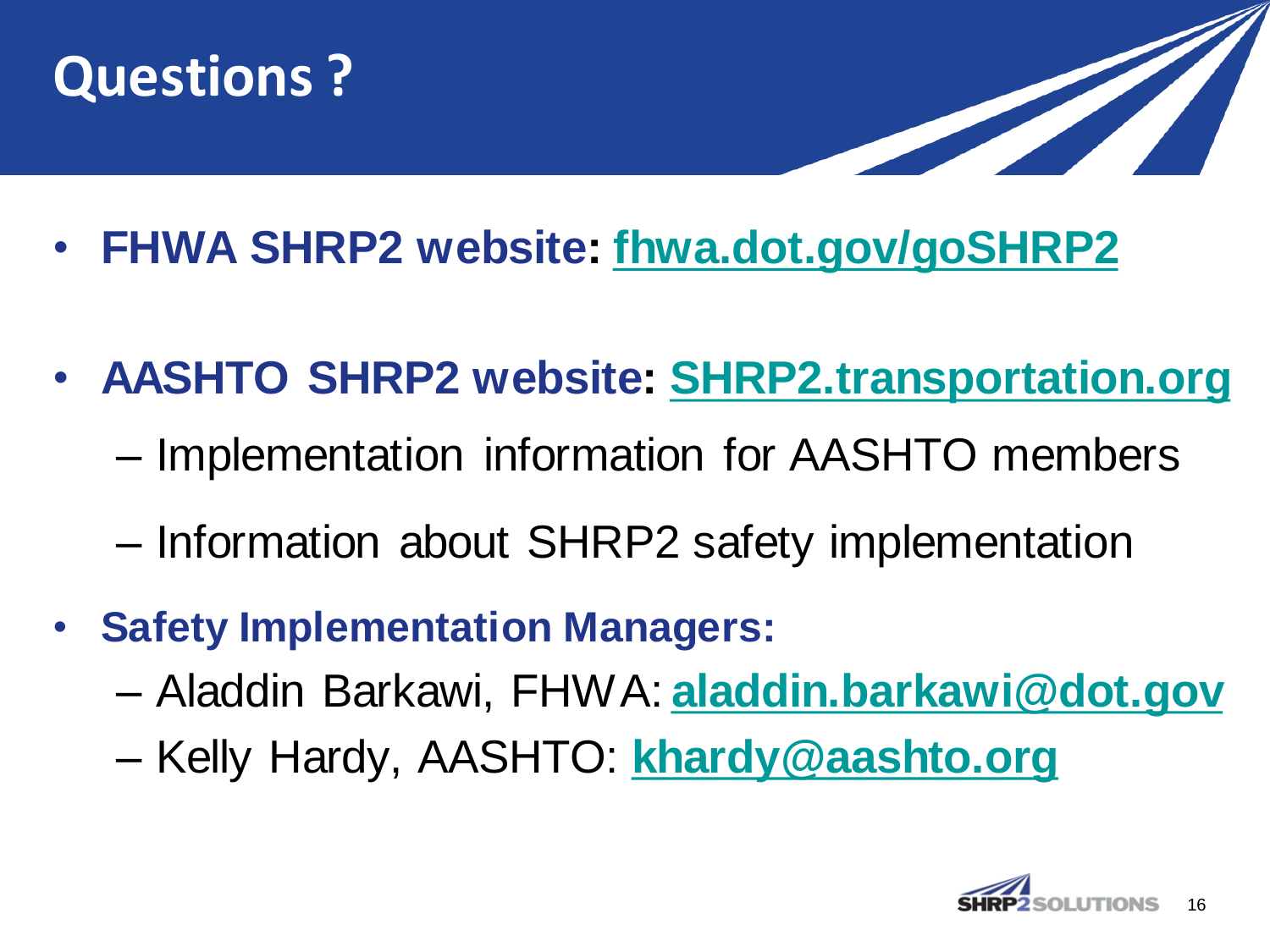# Questions ?

- **FHWA SHRP2 website: fhwa.dot.gov/goSHRP2**
- **AASHTO SHRP2 website: SHRP2.transportation.org**
  - Implementation information for AASHTO members
  - Information about SHRP2 safety implementation
- **Safety Implementation Managers:**
  - Aladdin Barkawi, FHWA: **aladdin.barkawi@dot.gov**
  - Kelly Hardy, AASHTO: **khardy@aashto.org**

SHRP2 SOLUTIONS